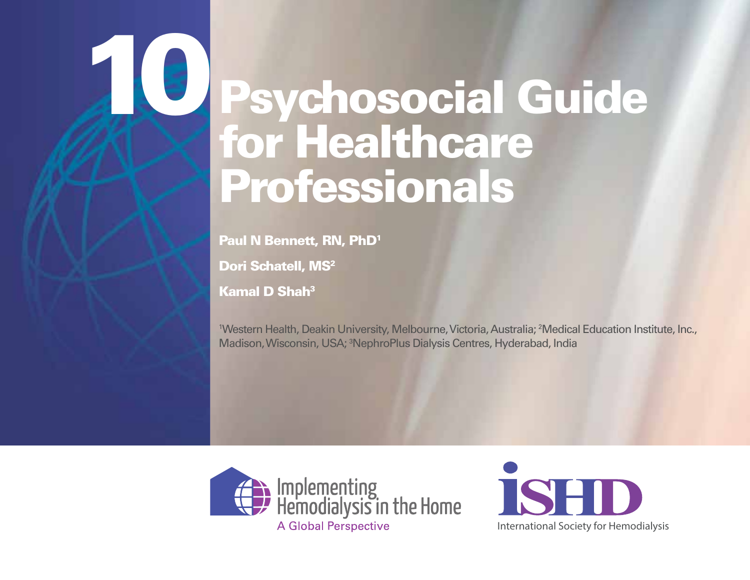# 10 Psychosocial Guide for Healthcare Professionals

**Paul N Bennett, RN, PhD[1]**

**Dori Schatell, MS[2]**

**Kamal D Shah[3]**

[1]Western Health, Deakin University, Melbourne, Victoria, Australia; [2]Medical Education Institute, Inc., Madison, Wisconsin, USA; [3]NephroPlus Dialysis Centres, Hyderabad, India

Implementing Hemodialysis in the Home

A Global Perspective

ISHD

International Society for Hemodialysis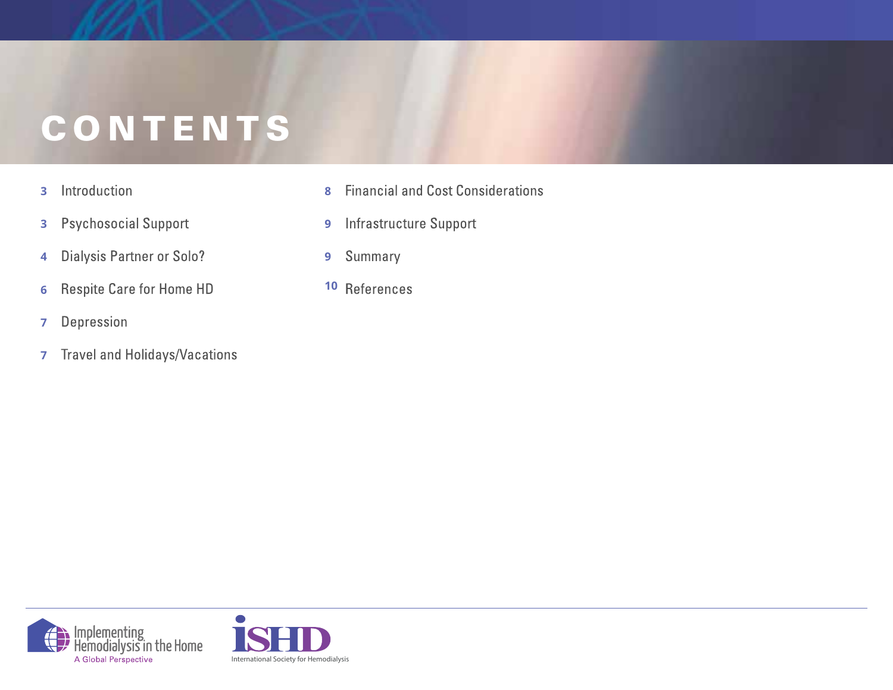# CONTENTS

- 3 Introduction
- 3 Psychosocial Support
- 4 Dialysis Partner or Solo?
- 6 Respite Care for Home HD
- 7 Depression
- 7 Travel and Holidays/Vacations
- 8 Financial and Cost Considerations
- 9 Infrastructure Support
- 9 Summary
- 10 References

Implementing Hemodialysis in the Home
A Global Perspective

ISHD
International Society for Hemodialysis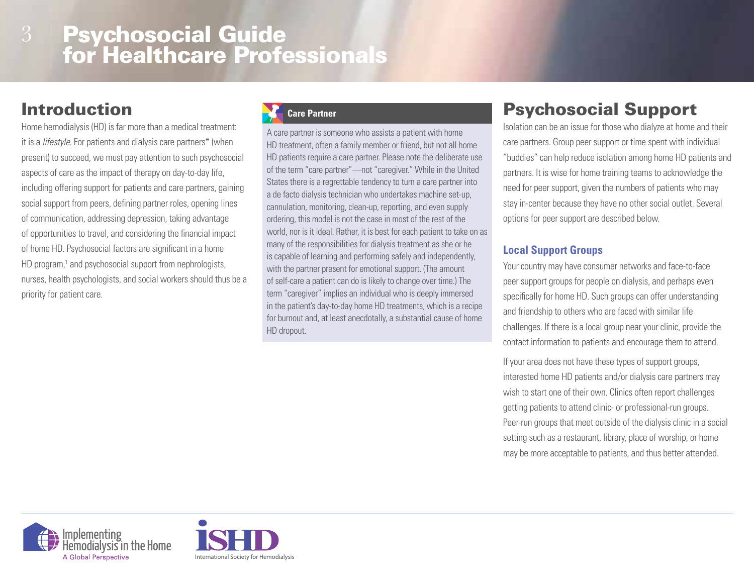# Psychosocial Guide for Healthcare Professionals

## Introduction

Home hemodialysis (HD) is far more than a medical treatment: it is a *lifestyle*. For patients and dialysis care partners* (when present) to succeed, we must pay attention to such psychosocial aspects of care as the impact of therapy on day-to-day life, including offering support for patients and care partners, gaining social support from peers, defining partner roles, opening lines of communication, addressing depression, taking advantage of opportunities to travel, and considering the financial impact of home HD. Psychosocial factors are significant in a home HD program,[1] and psychosocial support from nephrologists, nurses, health psychologists, and social workers should thus be a priority for patient care.

**Care Partner**

A care partner is someone who assists a patient with home HD treatment, often a family member or friend, but not all home HD patients require a care partner. Please note the deliberate use of the term "care partner"—not "caregiver." While in the United States there is a regrettable tendency to turn a care partner into a de facto dialysis technician who undertakes machine set-up, cannulation, monitoring, clean-up, reporting, and even supply ordering, this model is not the case in most of the rest of the world, nor is it ideal. Rather, it is best for each patient to take on as many of the responsibilities for dialysis treatment as she or he is capable of learning and performing safely and independently, with the partner present for emotional support. (The amount of self-care a patient can do is likely to change over time.) The term "caregiver" implies an individual who is deeply immersed in the patient's day-to-day home HD treatments, which is a recipe for burnout and, at least anecdotally, a substantial cause of home HD dropout.

## Psychosocial Support

Isolation can be an issue for those who dialyze at home and their care partners. Group peer support or time spent with individual "buddies" can help reduce isolation among home HD patients and partners. It is wise for home training teams to acknowledge the need for peer support, given the numbers of patients who may stay in-center because they have no other social outlet. Several options for peer support are described below.

### Local Support Groups

Your country may have consumer networks and face-to-face peer support groups for people on dialysis, and perhaps even specifically for home HD. Such groups can offer understanding and friendship to others who are faced with similar life challenges. If there is a local group near your clinic, provide the contact information to patients and encourage them to attend.

If your area does not have these types of support groups, interested home HD patients and/or dialysis care partners may wish to start one of their own. Clinics often report challenges getting patients to attend clinic- or professional-run groups. Peer-run groups that meet outside of the dialysis clinic in a social setting such as a restaurant, library, place of worship, or home may be more acceptable to patients, and thus better attended.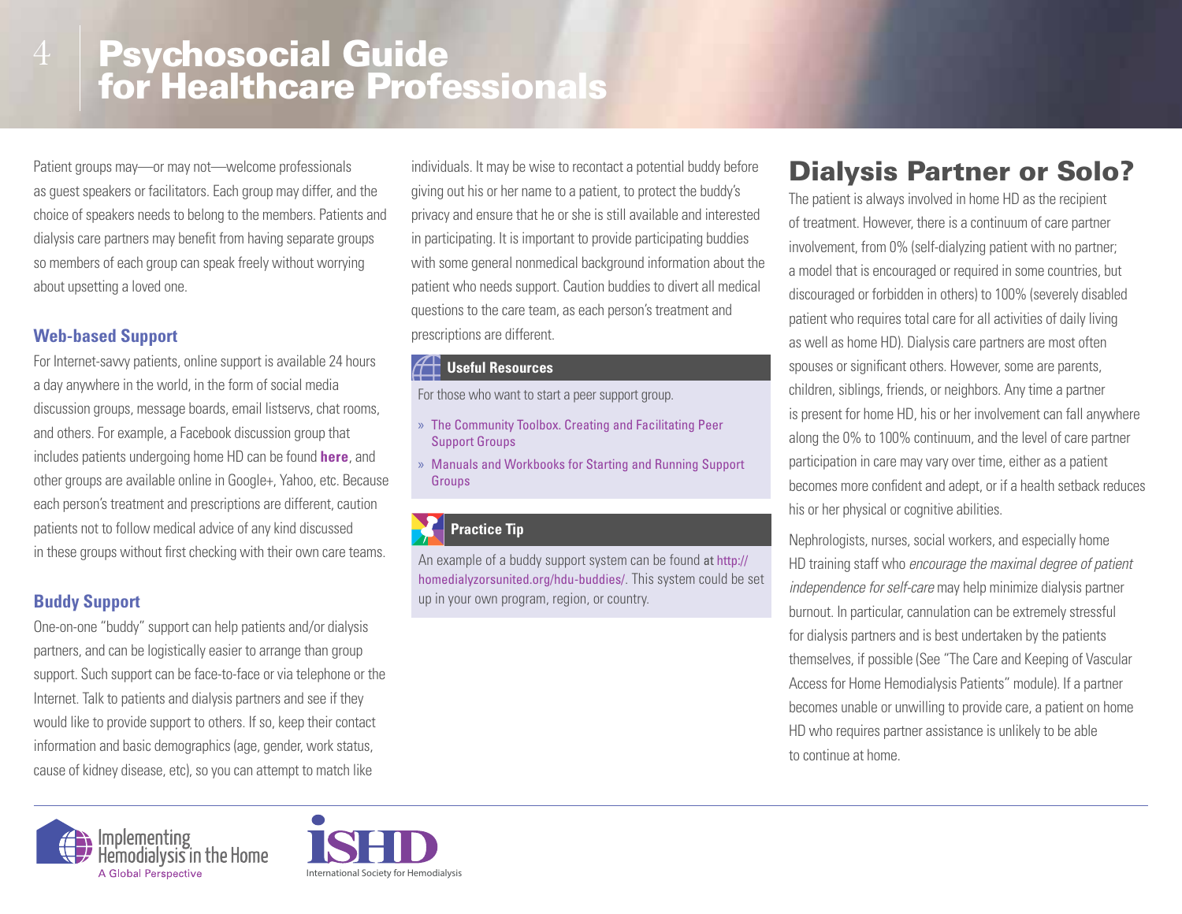Patient groups may—or may not—welcome professionals as guest speakers or facilitators. Each group may differ, and the choice of speakers needs to belong to the members. Patients and dialysis care partners may benefit from having separate groups so members of each group can speak freely without worrying about upsetting a loved one.

### Web-based Support

For Internet-savvy patients, online support is available 24 hours a day anywhere in the world, in the form of social media discussion groups, message boards, email listservs, chat rooms, and others. For example, a Facebook discussion group that includes patients undergoing home HD can be found **here**, and other groups are available online in Google+, Yahoo, etc. Because each person's treatment and prescriptions are different, caution patients not to follow medical advice of any kind discussed in these groups without first checking with their own care teams.

### Buddy Support

One-on-one "buddy" support can help patients and/or dialysis partners, and can be logistically easier to arrange than group support. Such support can be face-to-face or via telephone or the Internet. Talk to patients and dialysis partners and see if they would like to provide support to others. If so, keep their contact information and basic demographics (age, gender, work status, cause of kidney disease, etc), so you can attempt to match like individuals. It may be wise to recontact a potential buddy before giving out his or her name to a patient, to protect the buddy's privacy and ensure that he or she is still available and interested in participating. It is important to provide participating buddies with some general nonmedical background information about the patient who needs support. Caution buddies to divert all medical questions to the care team, as each person's treatment and prescriptions are different.

#### Useful Resources

For those who want to start a peer support group.

- The Community Toolbox. Creating and Facilitating Peer Support Groups
- Manuals and Workbooks for Starting and Running Support Groups

#### Practice Tip

An example of a buddy support system can be found at http://homedialyzorsunited.org/hdu-buddies/. This system could be set up in your own program, region, or country.

## Dialysis Partner or Solo?

The patient is always involved in home HD as the recipient of treatment. However, there is a continuum of care partner involvement, from 0% (self-dialyzing patient with no partner; a model that is encouraged or required in some countries, but discouraged or forbidden in others) to 100% (severely disabled patient who requires total care for all activities of daily living as well as home HD). Dialysis care partners are most often spouses or significant others. However, some are parents, children, siblings, friends, or neighbors. Any time a partner is present for home HD, his or her involvement can fall anywhere along the 0% to 100% continuum, and the level of care partner participation in care may vary over time, either as a patient becomes more confident and adept, or if a health setback reduces his or her physical or cognitive abilities.

Nephrologists, nurses, social workers, and especially home HD training staff who *encourage the maximal degree of patient independence for self-care* may help minimize dialysis partner burnout. In particular, cannulation can be extremely stressful for dialysis partners and is best undertaken by the patients themselves, if possible (See "The Care and Keeping of Vascular Access for Home Hemodialysis Patients" module). If a partner becomes unable or unwilling to provide care, a patient on home HD who requires partner assistance is unlikely to be able to continue at home.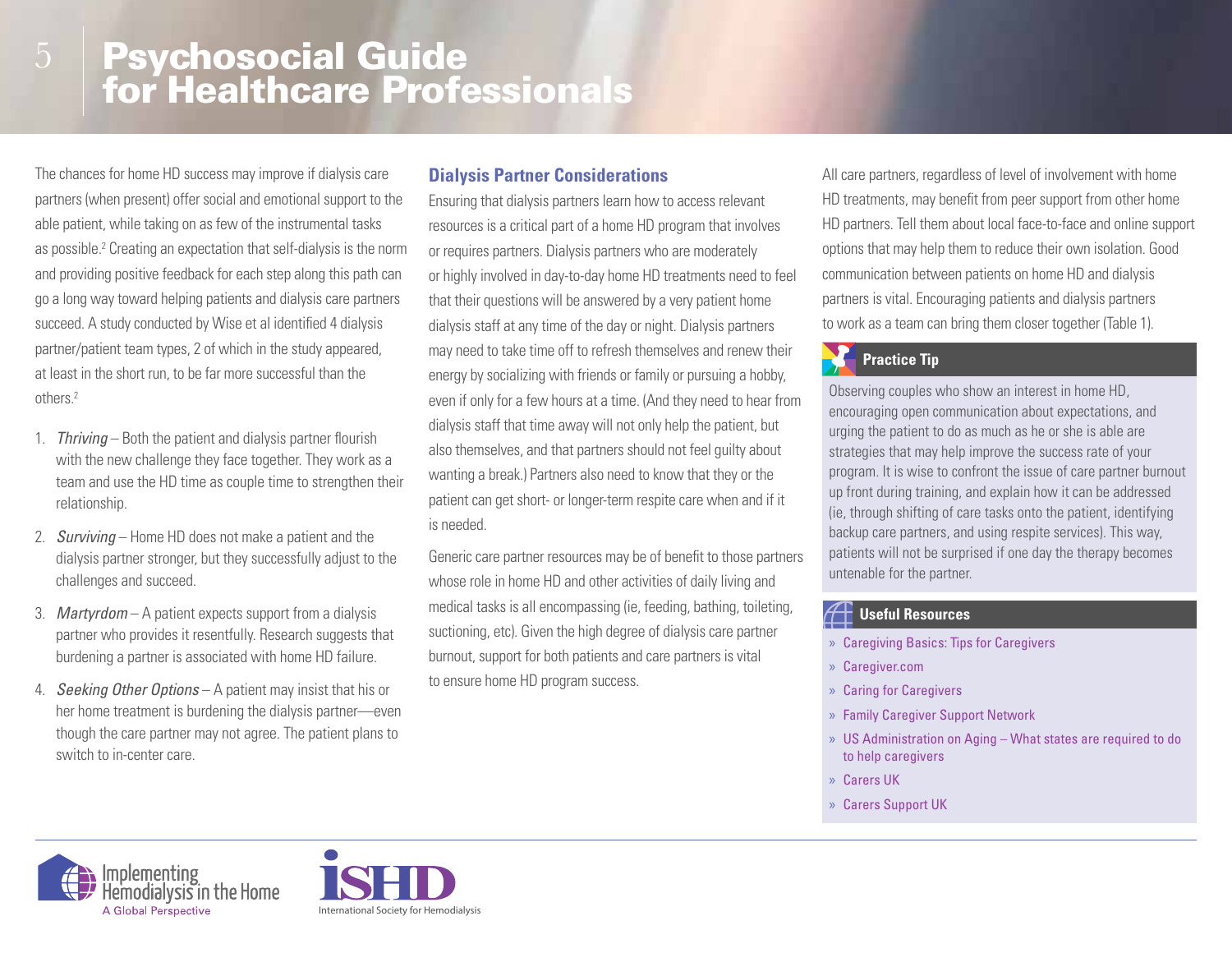The chances for home HD success may improve if dialysis care partners (when present) offer social and emotional support to the able patient, while taking on as few of the instrumental tasks as possible.[2] Creating an expectation that self-dialysis is the norm and providing positive feedback for each step along this path can go a long way toward helping patients and dialysis care partners succeed. A study conducted by Wise et al identified 4 dialysis partner/patient team types, 2 of which in the study appeared, at least in the short run, to be far more successful than the others.[2]

1. *Thriving* – Both the patient and dialysis partner flourish with the new challenge they face together. They work as a team and use the HD time as couple time to strengthen their relationship.
2. *Surviving* – Home HD does not make a patient and the dialysis partner stronger, but they successfully adjust to the challenges and succeed.
3. *Martyrdom* – A patient expects support from a dialysis partner who provides it resentfully. Research suggests that burdening a partner is associated with home HD failure.
4. *Seeking Other Options* – A patient may insist that his or her home treatment is burdening the dialysis partner—even though the care partner may not agree. The patient plans to switch to in-center care.

## Dialysis Partner Considerations

Ensuring that dialysis partners learn how to access relevant resources is a critical part of a home HD program that involves or requires partners. Dialysis partners who are moderately or highly involved in day-to-day home HD treatments need to feel that their questions will be answered by a very patient home dialysis staff at any time of the day or night. Dialysis partners may need to take time off to refresh themselves and renew their energy by socializing with friends or family or pursuing a hobby, even if only for a few hours at a time. (And they need to hear from dialysis staff that time away will not only help the patient, but also themselves, and that partners should not feel guilty about wanting a break.) Partners also need to know that they or the patient can get short- or longer-term respite care when and if it is needed.

Generic care partner resources may be of benefit to those partners whose role in home HD and other activities of daily living and medical tasks is all encompassing (ie, feeding, bathing, toileting, suctioning, etc). Given the high degree of dialysis care partner burnout, support for both patients and care partners is vital to ensure home HD program success.

All care partners, regardless of level of involvement with home HD treatments, may benefit from peer support from other home HD partners. Tell them about local face-to-face and online support options that may help them to reduce their own isolation. Good communication between patients on home HD and dialysis partners is vital. Encouraging patients and dialysis partners to work as a team can bring them closer together (Table 1).

### Practice Tip

Observing couples who show an interest in home HD, encouraging open communication about expectations, and urging the patient to do as much as he or she is able are strategies that may help improve the success rate of your program. It is wise to confront the issue of care partner burnout up front during training, and explain how it can be addressed (ie, through shifting of care tasks onto the patient, identifying backup care partners, and using respite services). This way, patients will not be surprised if one day the therapy becomes untenable for the partner.

### Useful Resources

- Caregiving Basics: Tips for Caregivers
- Caregiver.com
- Caring for Caregivers
- Family Caregiver Support Network
- US Administration on Aging – What states are required to do to help caregivers
- Carers UK
- Carers Support UK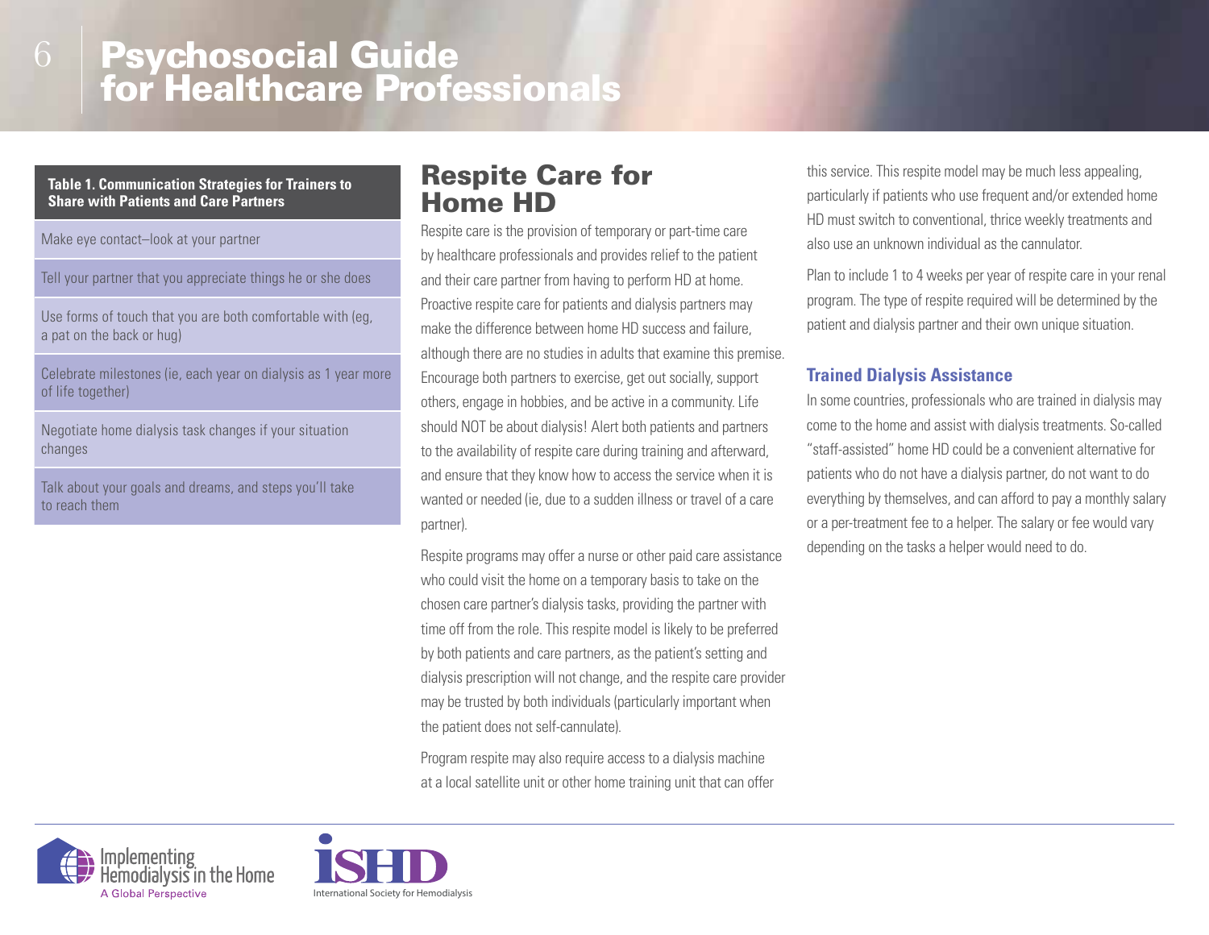| Table 1. Communication Strategies for Trainers to Share with Patients and Care Partners |
| --- |
| Make eye contact–look at your partner |
| Tell your partner that you appreciate things he or she does |
| Use forms of touch that you are both comfortable with (eg, a pat on the back or hug) |
| Celebrate milestones (ie, each year on dialysis as 1 year more of life together) |
| Negotiate home dialysis task changes if your situation changes |
| Talk about your goals and dreams, and steps you'll take to reach them |

## Respite Care for Home HD

Respite care is the provision of temporary or part-time care by healthcare professionals and provides relief to the patient and their care partner from having to perform HD at home. Proactive respite care for patients and dialysis partners may make the difference between home HD success and failure, although there are no studies in adults that examine this premise. Encourage both partners to exercise, get out socially, support others, engage in hobbies, and be active in a community. Life should NOT be about dialysis! Alert both patients and partners to the availability of respite care during training and afterward, and ensure that they know how to access the service when it is wanted or needed (ie, due to a sudden illness or travel of a care partner).

Respite programs may offer a nurse or other paid care assistance who could visit the home on a temporary basis to take on the chosen care partner's dialysis tasks, providing the partner with time off from the role. This respite model is likely to be preferred by both patients and care partners, as the patient's setting and dialysis prescription will not change, and the respite care provider may be trusted by both individuals (particularly important when the patient does not self-cannulate).

Program respite may also require access to a dialysis machine at a local satellite unit or other home training unit that can offer this service. This respite model may be much less appealing, particularly if patients who use frequent and/or extended home HD must switch to conventional, thrice weekly treatments and also use an unknown individual as the cannulator.

Plan to include 1 to 4 weeks per year of respite care in your renal program. The type of respite required will be determined by the patient and dialysis partner and their own unique situation.

### Trained Dialysis Assistance

In some countries, professionals who are trained in dialysis may come to the home and assist with dialysis treatments. So-called "staff-assisted" home HD could be a convenient alternative for patients who do not have a dialysis partner, do not want to do everything by themselves, and can afford to pay a monthly salary or a per-treatment fee to a helper. The salary or fee would vary depending on the tasks a helper would need to do.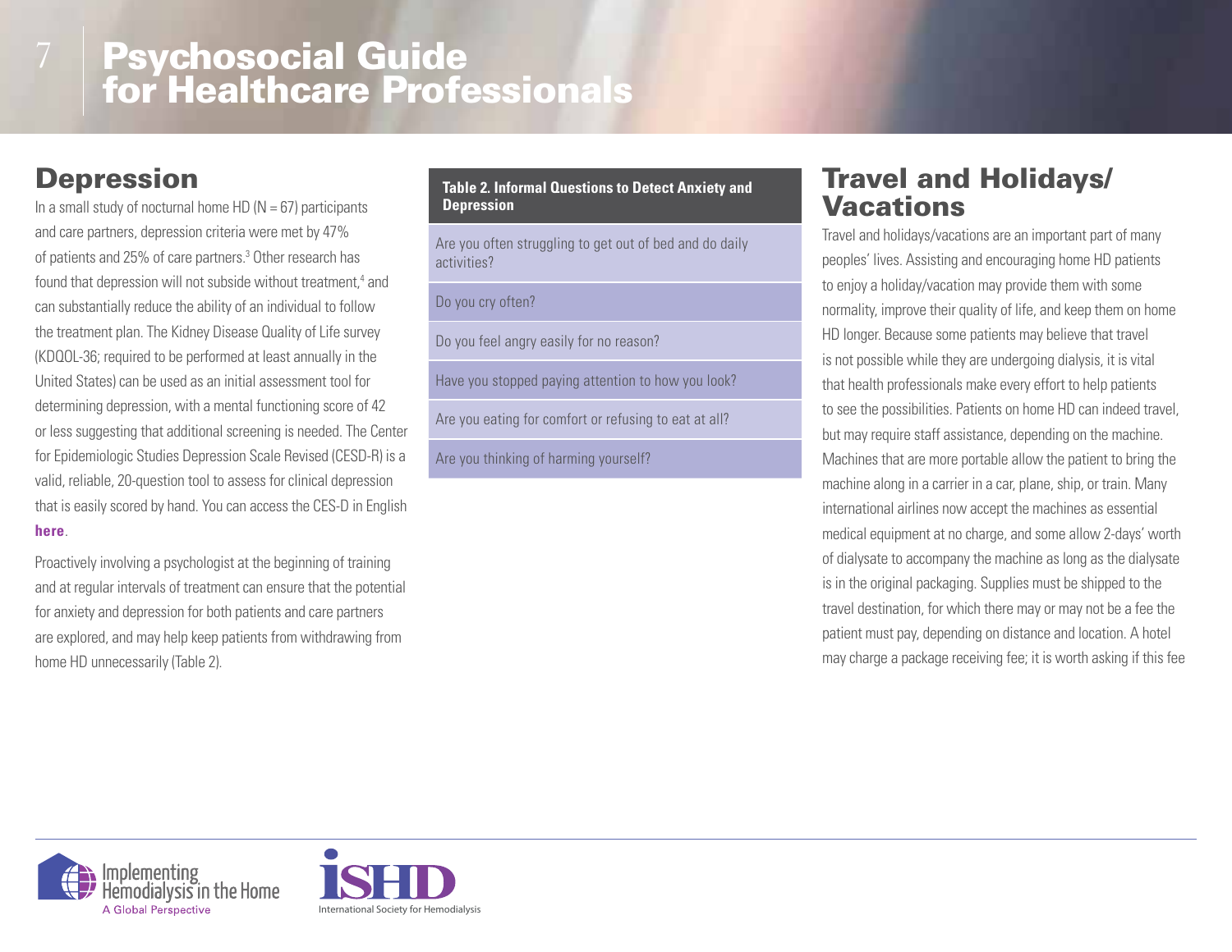## Depression

In a small study of nocturnal home HD (N = 67) participants and care partners, depression criteria were met by 47% of patients and 25% of care partners.[3] Other research has found that depression will not subside without treatment,[4] and can substantially reduce the ability of an individual to follow the treatment plan. The Kidney Disease Quality of Life survey (KDQOL-36; required to be performed at least annually in the United States) can be used as an initial assessment tool for determining depression, with a mental functioning score of 42 or less suggesting that additional screening is needed. The Center for Epidemiologic Studies Depression Scale Revised (CESD-R) is a valid, reliable, 20-question tool to assess for clinical depression that is easily scored by hand. You can access the CES-D in English **here**.

Proactively involving a psychologist at the beginning of training and at regular intervals of treatment can ensure that the potential for anxiety and depression for both patients and care partners are explored, and may help keep patients from withdrawing from home HD unnecessarily (Table 2).

| Table 2. Informal Questions to Detect Anxiety and Depression |
|---|
| Are you often struggling to get out of bed and do daily activities? |
| Do you cry often? |
| Do you feel angry easily for no reason? |
| Have you stopped paying attention to how you look? |
| Are you eating for comfort or refusing to eat at all? |
| Are you thinking of harming yourself? |

## Travel and Holidays/Vacations

Travel and holidays/vacations are an important part of many peoples' lives. Assisting and encouraging home HD patients to enjoy a holiday/vacation may provide them with some normality, improve their quality of life, and keep them on home HD longer. Because some patients may believe that travel is not possible while they are undergoing dialysis, it is vital that health professionals make every effort to help patients to see the possibilities. Patients on home HD can indeed travel, but may require staff assistance, depending on the machine. Machines that are more portable allow the patient to bring the machine along in a carrier in a car, plane, ship, or train. Many international airlines now accept the machines as essential medical equipment at no charge, and some allow 2-days' worth of dialysate to accompany the machine as long as the dialysate is in the original packaging. Supplies must be shipped to the travel destination, for which there may or may not be a fee the patient must pay, depending on distance and location. A hotel may charge a package receiving fee; it is worth asking if this fee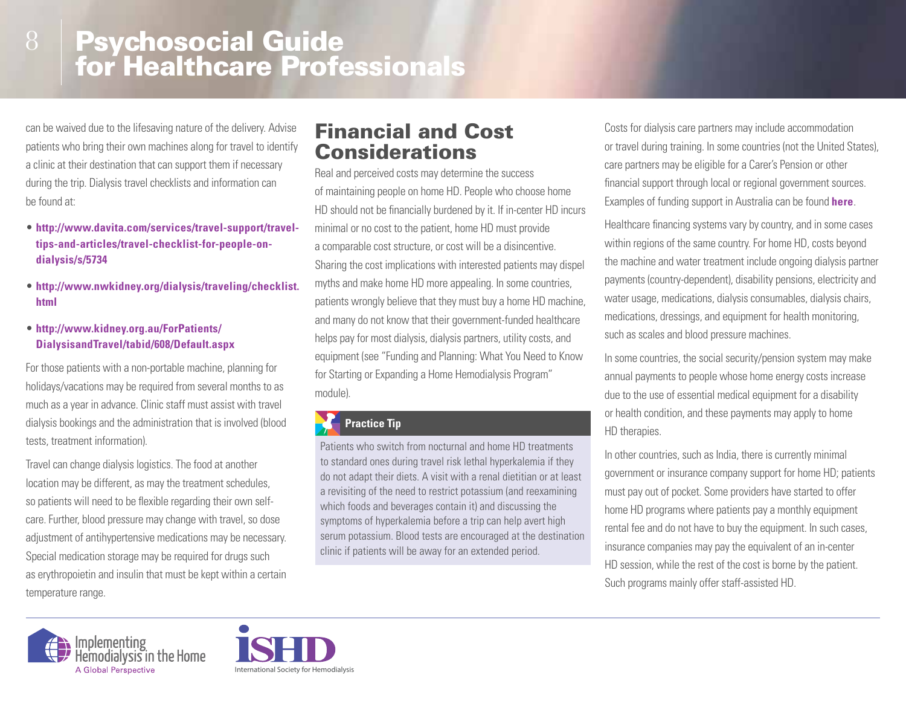can be waived due to the lifesaving nature of the delivery. Advise patients who bring their own machines along for travel to identify a clinic at their destination that can support them if necessary during the trip. Dialysis travel checklists and information can be found at:

- **http://www.davita.com/services/travel-support/travel-tips-and-articles/travel-checklist-for-people-on-dialysis/s/5734**
- **http://www.nwkidney.org/dialysis/traveling/checklist.html**
- **http://www.kidney.org.au/ForPatients/DialysisandTravel/tabid/608/Default.aspx**

For those patients with a non-portable machine, planning for holidays/vacations may be required from several months to as much as a year in advance. Clinic staff must assist with travel dialysis bookings and the administration that is involved (blood tests, treatment information).

Travel can change dialysis logistics. The food at another location may be different, as may the treatment schedules, so patients will need to be flexible regarding their own self-care. Further, blood pressure may change with travel, so dose adjustment of antihypertensive medications may be necessary. Special medication storage may be required for drugs such as erythropoietin and insulin that must be kept within a certain temperature range.

## Financial and Cost Considerations

Real and perceived costs may determine the success of maintaining people on home HD. People who choose home HD should not be financially burdened by it. If in-center HD incurs minimal or no cost to the patient, home HD must provide a comparable cost structure, or cost will be a disincentive. Sharing the cost implications with interested patients may dispel myths and make home HD more appealing. In some countries, patients wrongly believe that they must buy a home HD machine, and many do not know that their government-funded healthcare helps pay for most dialysis, dialysis partners, utility costs, and equipment (see "Funding and Planning: What You Need to Know for Starting or Expanding a Home Hemodialysis Program" module).

> **Practice Tip**
>
> Patients who switch from nocturnal and home HD treatments to standard ones during travel risk lethal hyperkalemia if they do not adapt their diets. A visit with a renal dietitian or at least a revisiting of the need to restrict potassium (and reexamining which foods and beverages contain it) and discussing the symptoms of hyperkalemia before a trip can help avert high serum potassium. Blood tests are encouraged at the destination clinic if patients will be away for an extended period.

Costs for dialysis care partners may include accommodation or travel during training. In some countries (not the United States), care partners may be eligible for a Carer's Pension or other financial support through local or regional government sources. Examples of funding support in Australia can be found **here**.

Healthcare financing systems vary by country, and in some cases within regions of the same country. For home HD, costs beyond the machine and water treatment include ongoing dialysis partner payments (country-dependent), disability pensions, electricity and water usage, medications, dialysis consumables, dialysis chairs, medications, dressings, and equipment for health monitoring, such as scales and blood pressure machines.

In some countries, the social security/pension system may make annual payments to people whose home energy costs increase due to the use of essential medical equipment for a disability or health condition, and these payments may apply to home HD therapies.

In other countries, such as India, there is currently minimal government or insurance company support for home HD; patients must pay out of pocket. Some providers have started to offer home HD programs where patients pay a monthly equipment rental fee and do not have to buy the equipment. In such cases, insurance companies may pay the equivalent of an in-center HD session, while the rest of the cost is borne by the patient. Such programs mainly offer staff-assisted HD.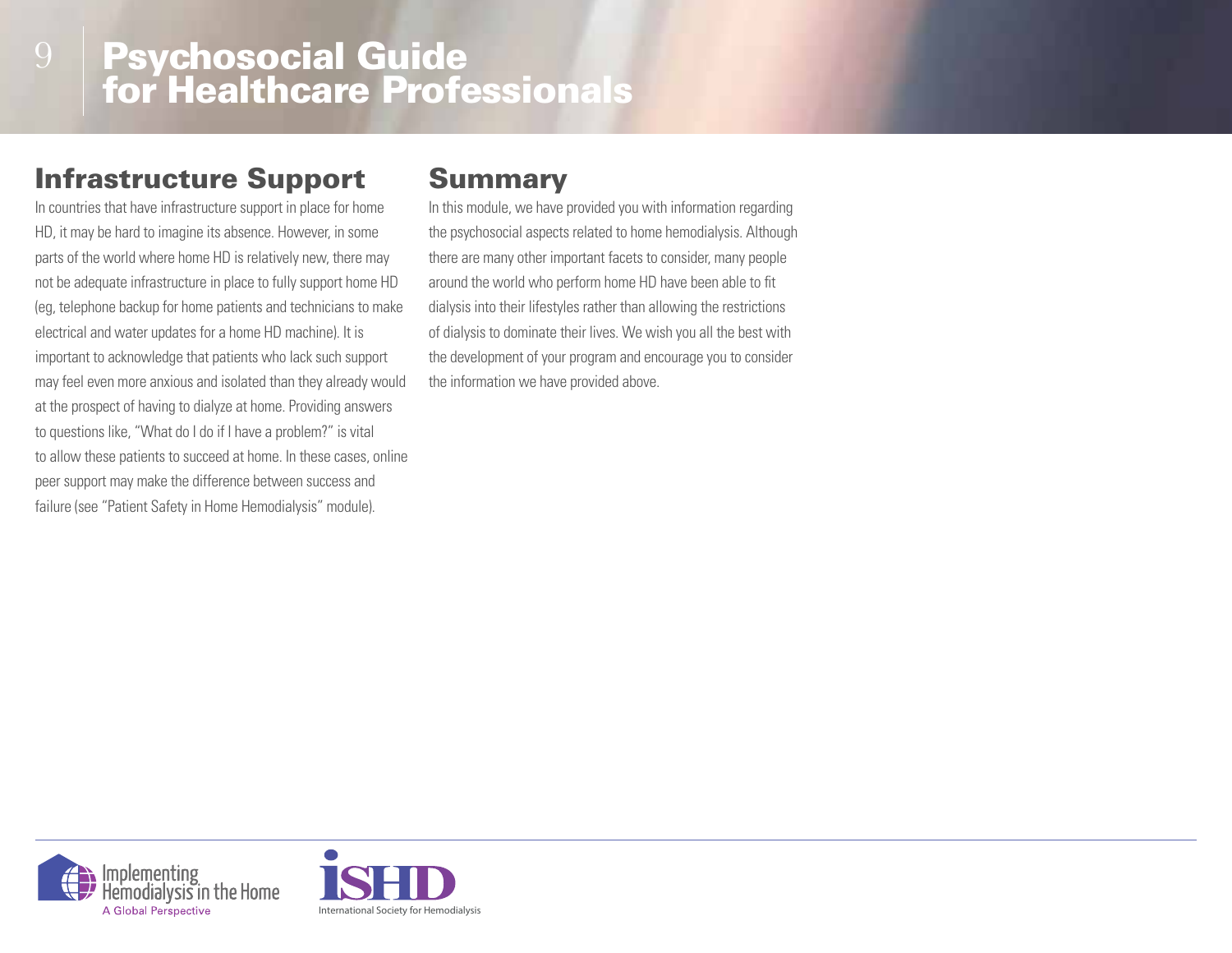## Infrastructure Support

In countries that have infrastructure support in place for home HD, it may be hard to imagine its absence. However, in some parts of the world where home HD is relatively new, there may not be adequate infrastructure in place to fully support home HD (eg, telephone backup for home patients and technicians to make electrical and water updates for a home HD machine). It is important to acknowledge that patients who lack such support may feel even more anxious and isolated than they already would at the prospect of having to dialyze at home. Providing answers to questions like, "What do I do if I have a problem?" is vital to allow these patients to succeed at home. In these cases, online peer support may make the difference between success and failure (see "Patient Safety in Home Hemodialysis" module).

## Summary

In this module, we have provided you with information regarding the psychosocial aspects related to home hemodialysis. Although there are many other important facets to consider, many people around the world who perform home HD have been able to fit dialysis into their lifestyles rather than allowing the restrictions of dialysis to dominate their lives. We wish you all the best with the development of your program and encourage you to consider the information we have provided above.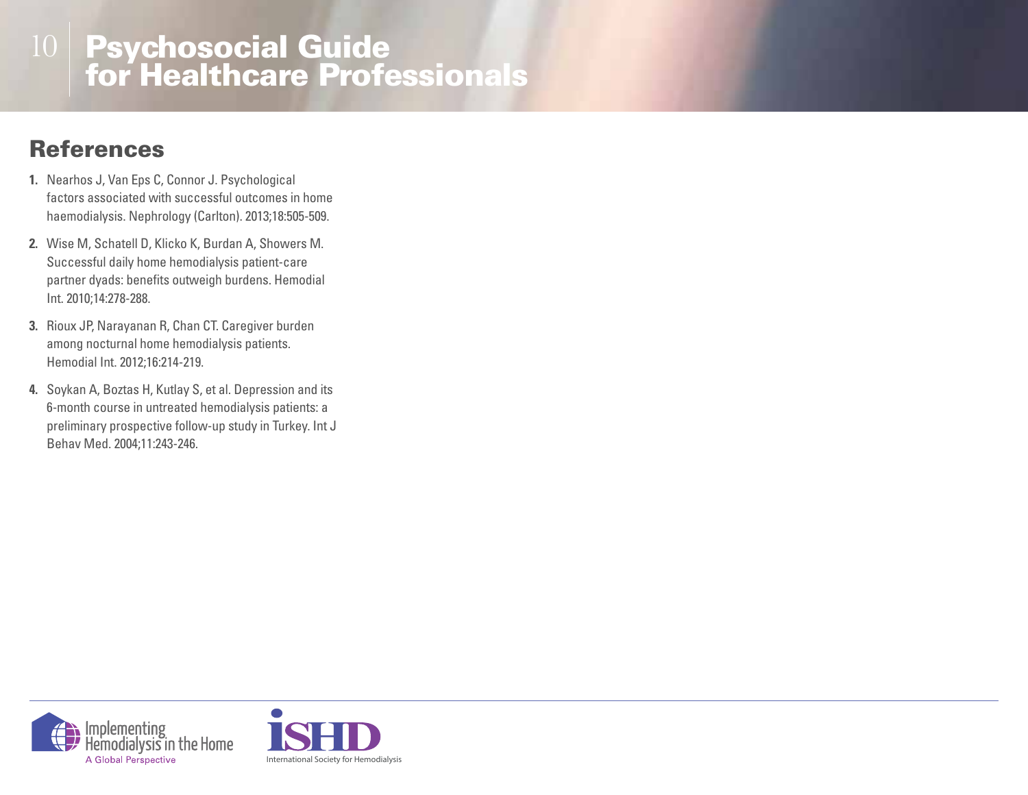## References

1. Nearhos J, Van Eps C, Connor J. Psychological factors associated with successful outcomes in home haemodialysis. Nephrology (Carlton). 2013;18:505-509.
2. Wise M, Schatell D, Klicko K, Burdan A, Showers M. Successful daily home hemodialysis patient-care partner dyads: benefits outweigh burdens. Hemodial Int. 2010;14:278-288.
3. Rioux JP, Narayanan R, Chan CT. Caregiver burden among nocturnal home hemodialysis patients. Hemodial Int. 2012;16:214-219.
4. Soykan A, Boztas H, Kutlay S, et al. Depression and its 6-month course in untreated hemodialysis patients: a preliminary prospective follow-up study in Turkey. Int J Behav Med. 2004;11:243-246.